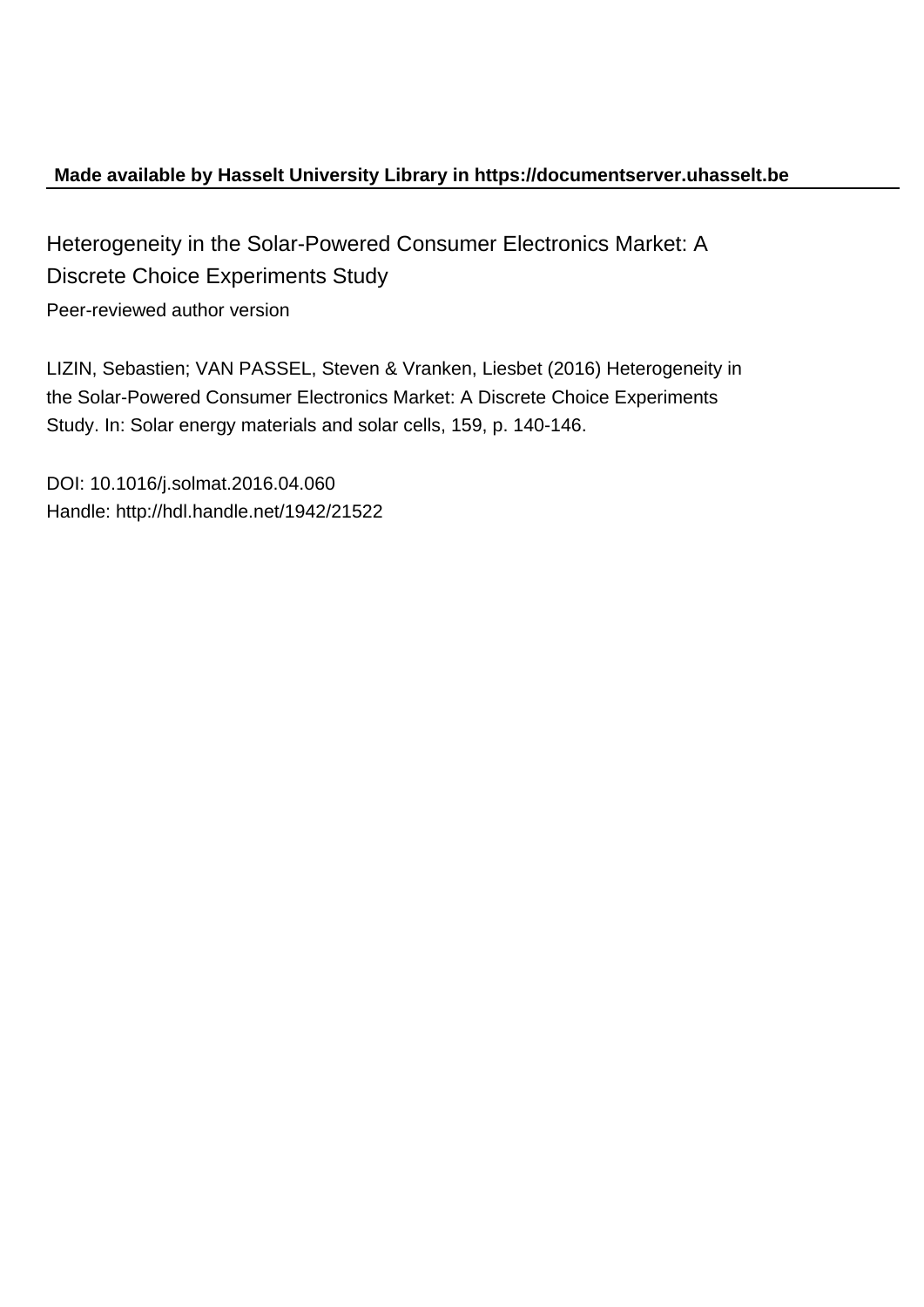**Made available by Hasselt University Library in https://documentserver.uhasselt.be**

# Heterogeneity in the Solar-Powered Consumer Electronics Market: A Discrete Choice Experiments Study

Peer-reviewed author version

LIZIN, Sebastien; VAN PASSEL, Steven & Vranken, Liesbet (2016) Heterogeneity in the Solar-Powered Consumer Electronics Market: A Discrete Choice Experiments Study. In: Solar energy materials and solar cells, 159, p. 140-146.

DOI: 10.1016/j.solmat.2016.04.060
Handle: http://hdl.handle.net/1942/21522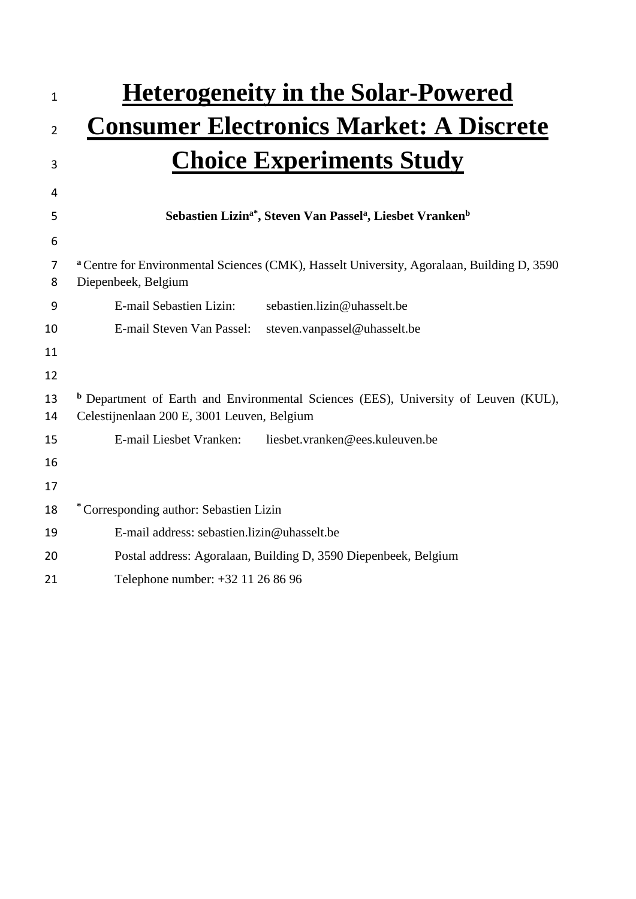# Heterogeneity in the Solar-Powered Consumer Electronics Market: A Discrete Choice Experiments Study

**Sebastien Lizin[a*], Steven Van Passel[a], Liesbet Vranken[b]**

[a] Centre for Environmental Sciences (CMK), Hasselt University, Agoralaan, Building D, 3590 Diepenbeek, Belgium

E-mail Sebastien Lizin: sebastien.lizin@uhasselt.be

E-mail Steven Van Passel: steven.vanpassel@uhasselt.be

[b] Department of Earth and Environmental Sciences (EES), University of Leuven (KUL), Celestijnenlaan 200 E, 3001 Leuven, Belgium

E-mail Liesbet Vranken: liesbet.vranken@ees.kuleuven.be

[*] Corresponding author: Sebastien Lizin

E-mail address: sebastien.lizin@uhasselt.be

Postal address: Agoralaan, Building D, 3590 Diepenbeek, Belgium

Telephone number: +32 11 26 86 96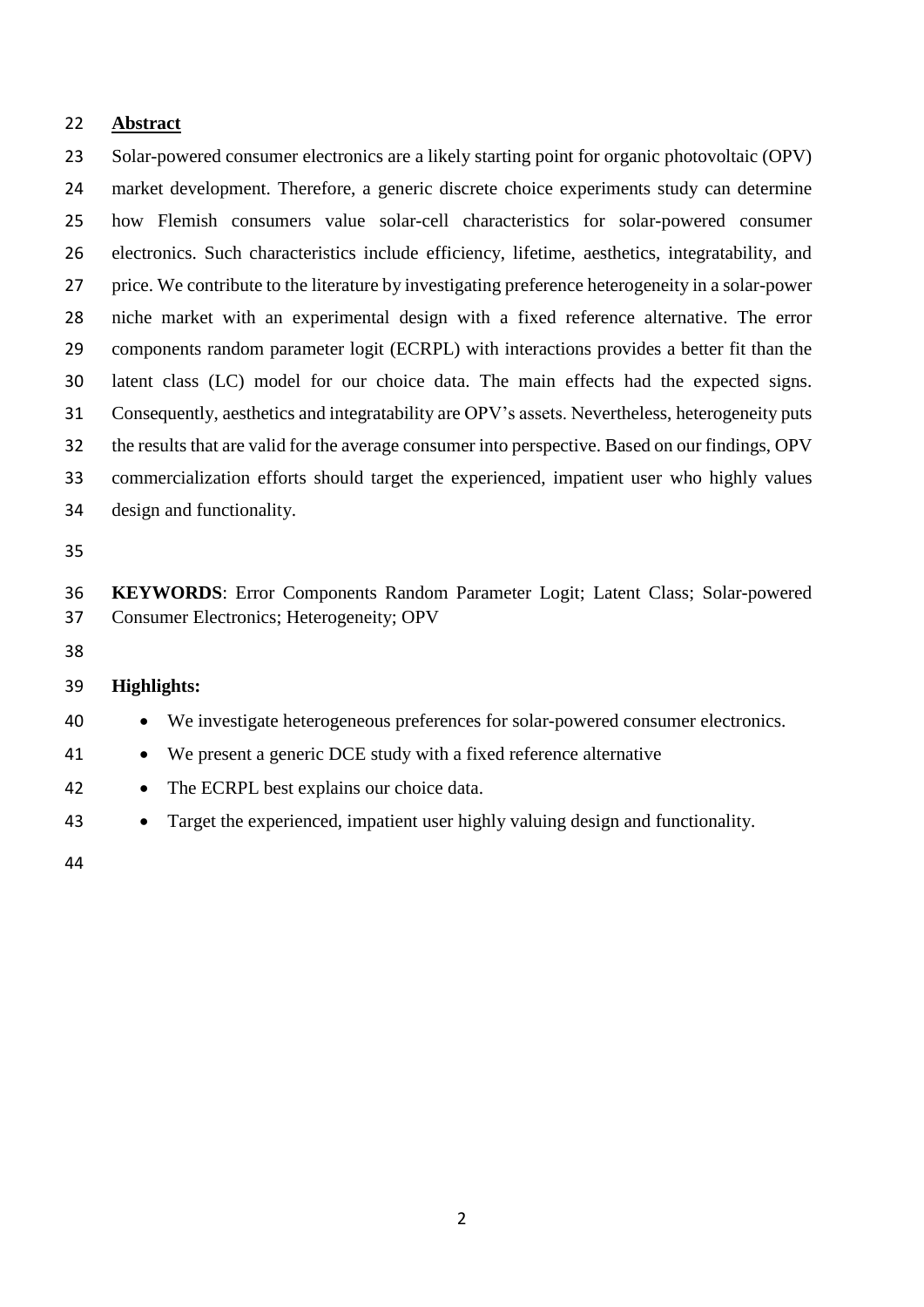## Abstract

Solar-powered consumer electronics are a likely starting point for organic photovoltaic (OPV) market development. Therefore, a generic discrete choice experiments study can determine how Flemish consumers value solar-cell characteristics for solar-powered consumer electronics. Such characteristics include efficiency, lifetime, aesthetics, integratability, and price. We contribute to the literature by investigating preference heterogeneity in a solar-power niche market with an experimental design with a fixed reference alternative. The error components random parameter logit (ECRPL) with interactions provides a better fit than the latent class (LC) model for our choice data. The main effects had the expected signs. Consequently, aesthetics and integratability are OPV's assets. Nevertheless, heterogeneity puts the results that are valid for the average consumer into perspective. Based on our findings, OPV commercialization efforts should target the experienced, impatient user who highly values design and functionality.

**KEYWORDS**: Error Components Random Parameter Logit; Latent Class; Solar-powered Consumer Electronics; Heterogeneity; OPV

**Highlights:**

- We investigate heterogeneous preferences for solar-powered consumer electronics.
- We present a generic DCE study with a fixed reference alternative
- The ECRPL best explains our choice data.
- Target the experienced, impatient user highly valuing design and functionality.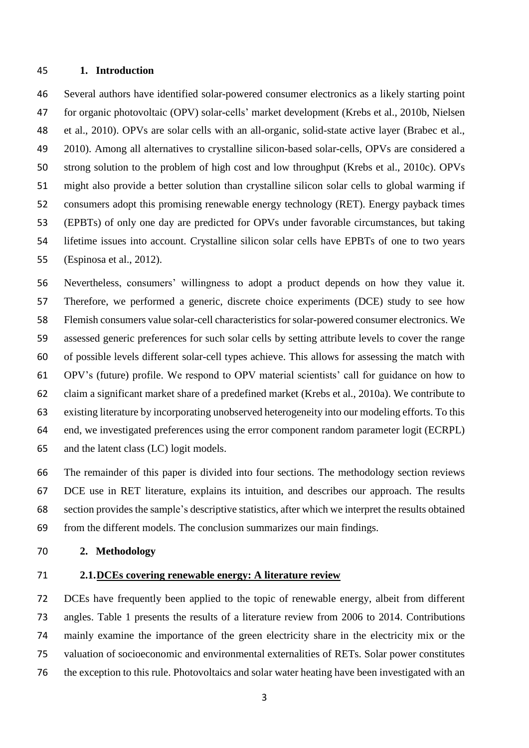## 1. Introduction

Several authors have identified solar-powered consumer electronics as a likely starting point for organic photovoltaic (OPV) solar-cells' market development (Krebs et al., 2010b, Nielsen et al., 2010). OPVs are solar cells with an all-organic, solid-state active layer (Brabec et al., 2010). Among all alternatives to crystalline silicon-based solar-cells, OPVs are considered a strong solution to the problem of high cost and low throughput (Krebs et al., 2010c). OPVs might also provide a better solution than crystalline silicon solar cells to global warming if consumers adopt this promising renewable energy technology (RET). Energy payback times (EPBTs) of only one day are predicted for OPVs under favorable circumstances, but taking lifetime issues into account. Crystalline silicon solar cells have EPBTs of one to two years (Espinosa et al., 2012).

Nevertheless, consumers' willingness to adopt a product depends on how they value it. Therefore, we performed a generic, discrete choice experiments (DCE) study to see how Flemish consumers value solar-cell characteristics for solar-powered consumer electronics. We assessed generic preferences for such solar cells by setting attribute levels to cover the range of possible levels different solar-cell types achieve. This allows for assessing the match with OPV's (future) profile. We respond to OPV material scientists' call for guidance on how to claim a significant market share of a predefined market (Krebs et al., 2010a). We contribute to existing literature by incorporating unobserved heterogeneity into our modeling efforts. To this end, we investigated preferences using the error component random parameter logit (ECRPL) and the latent class (LC) logit models.

The remainder of this paper is divided into four sections. The methodology section reviews DCE use in RET literature, explains its intuition, and describes our approach. The results section provides the sample's descriptive statistics, after which we interpret the results obtained from the different models. The conclusion summarizes our main findings.

## 2. Methodology

### 2.1. DCEs covering renewable energy: A literature review

DCEs have frequently been applied to the topic of renewable energy, albeit from different angles. Table 1 presents the results of a literature review from 2006 to 2014. Contributions mainly examine the importance of the green electricity share in the electricity mix or the valuation of socioeconomic and environmental externalities of RETs. Solar power constitutes the exception to this rule. Photovoltaics and solar water heating have been investigated with an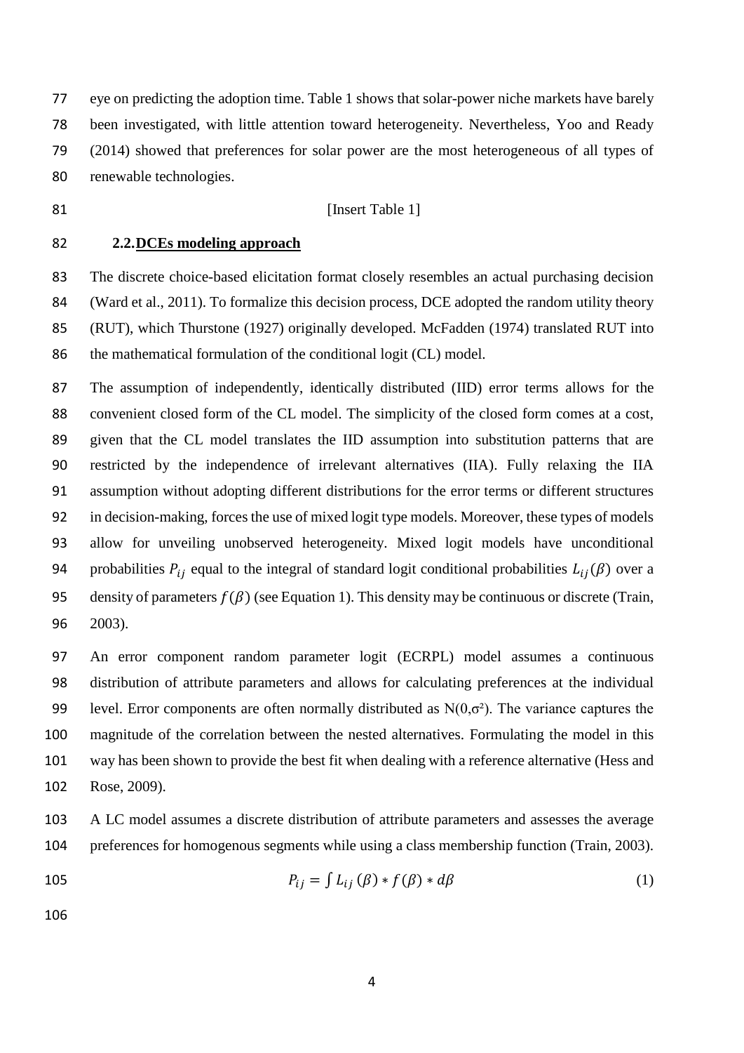eye on predicting the adoption time. Table 1 shows that solar-power niche markets have barely been investigated, with little attention toward heterogeneity. Nevertheless, Yoo and Ready (2014) showed that preferences for solar power are the most heterogeneous of all types of renewable technologies.

[Insert Table 1]

### 2.2. DCEs modeling approach

The discrete choice-based elicitation format closely resembles an actual purchasing decision (Ward et al., 2011). To formalize this decision process, DCE adopted the random utility theory (RUT), which Thurstone (1927) originally developed. McFadden (1974) translated RUT into the mathematical formulation of the conditional logit (CL) model.

The assumption of independently, identically distributed (IID) error terms allows for the convenient closed form of the CL model. The simplicity of the closed form comes at a cost, given that the CL model translates the IID assumption into substitution patterns that are restricted by the independence of irrelevant alternatives (IIA). Fully relaxing the IIA assumption without adopting different distributions for the error terms or different structures in decision-making, forces the use of mixed logit type models. Moreover, these types of models allow for unveiling unobserved heterogeneity. Mixed logit models have unconditional probabilities $P_{ij}$ equal to the integral of standard logit conditional probabilities $L_{ij}(\beta)$ over a density of parameters $f(\beta)$ (see Equation 1). This density may be continuous or discrete (Train, 2003).

An error component random parameter logit (ECRPL) model assumes a continuous distribution of attribute parameters and allows for calculating preferences at the individual level. Error components are often normally distributed as $N(0,\sigma^2)$. The variance captures the magnitude of the correlation between the nested alternatives. Formulating the model in this way has been shown to provide the best fit when dealing with a reference alternative (Hess and Rose, 2009).

A LC model assumes a discrete distribution of attribute parameters and assesses the average preferences for homogenous segments while using a class membership function (Train, 2003).

$$P_{ij} = \int L_{ij}(\beta) * f(\beta) * d\beta \tag{1}$$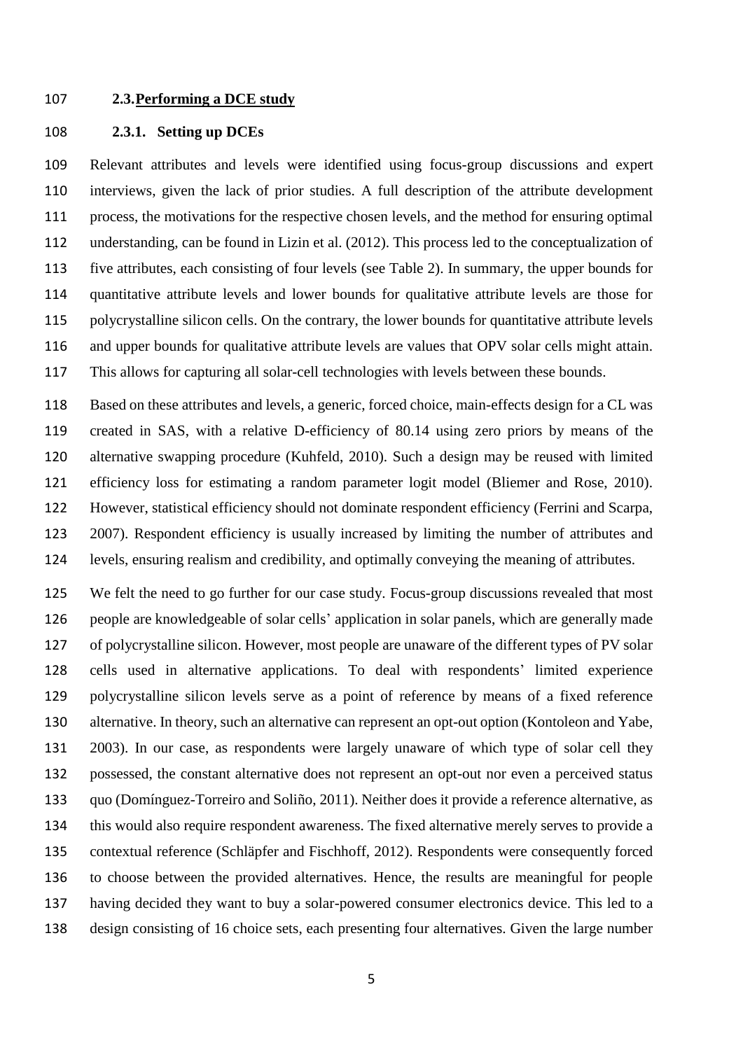### 2.3. Performing a DCE study

#### 2.3.1. Setting up DCEs

Relevant attributes and levels were identified using focus-group discussions and expert interviews, given the lack of prior studies. A full description of the attribute development process, the motivations for the respective chosen levels, and the method for ensuring optimal understanding, can be found in Lizin et al. (2012). This process led to the conceptualization of five attributes, each consisting of four levels (see Table 2). In summary, the upper bounds for quantitative attribute levels and lower bounds for qualitative attribute levels are those for polycrystalline silicon cells. On the contrary, the lower bounds for quantitative attribute levels and upper bounds for qualitative attribute levels are values that OPV solar cells might attain. This allows for capturing all solar-cell technologies with levels between these bounds.

Based on these attributes and levels, a generic, forced choice, main-effects design for a CL was created in SAS, with a relative D-efficiency of 80.14 using zero priors by means of the alternative swapping procedure (Kuhfeld, 2010). Such a design may be reused with limited efficiency loss for estimating a random parameter logit model (Bliemer and Rose, 2010). However, statistical efficiency should not dominate respondent efficiency (Ferrini and Scarpa, 2007). Respondent efficiency is usually increased by limiting the number of attributes and levels, ensuring realism and credibility, and optimally conveying the meaning of attributes.

We felt the need to go further for our case study. Focus-group discussions revealed that most people are knowledgeable of solar cells' application in solar panels, which are generally made of polycrystalline silicon. However, most people are unaware of the different types of PV solar cells used in alternative applications. To deal with respondents' limited experience polycrystalline silicon levels serve as a point of reference by means of a fixed reference alternative. In theory, such an alternative can represent an opt-out option (Kontoleon and Yabe, 2003). In our case, as respondents were largely unaware of which type of solar cell they possessed, the constant alternative does not represent an opt-out nor even a perceived status quo (Domínguez-Torreiro and Soliño, 2011). Neither does it provide a reference alternative, as this would also require respondent awareness. The fixed alternative merely serves to provide a contextual reference (Schläpfer and Fischhoff, 2012). Respondents were consequently forced to choose between the provided alternatives. Hence, the results are meaningful for people having decided they want to buy a solar-powered consumer electronics device. This led to a design consisting of 16 choice sets, each presenting four alternatives. Given the large number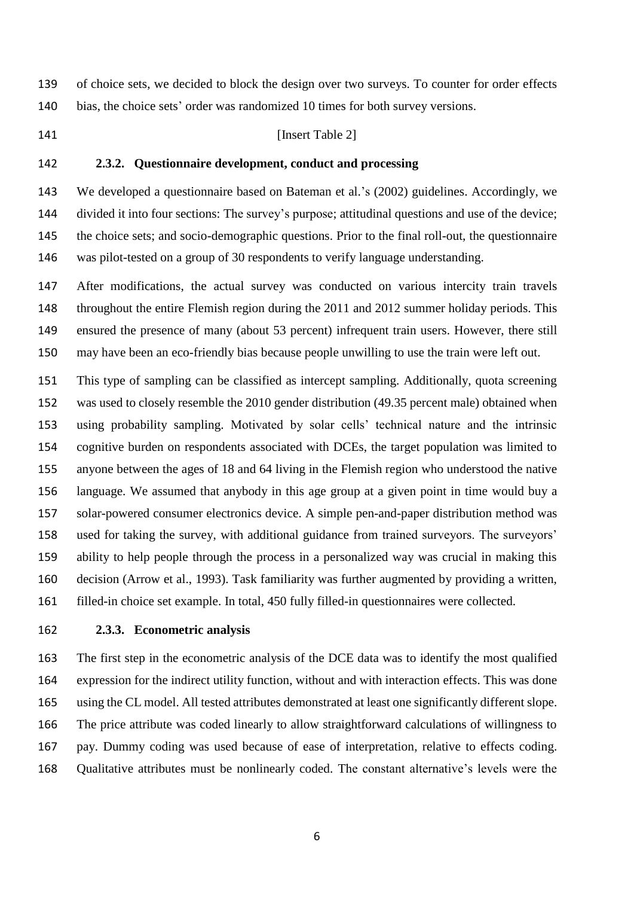of choice sets, we decided to block the design over two surveys. To counter for order effects bias, the choice sets' order was randomized 10 times for both survey versions.

[Insert Table 2]

### 2.3.2. Questionnaire development, conduct and processing

We developed a questionnaire based on Bateman et al.'s (2002) guidelines. Accordingly, we divided it into four sections: The survey's purpose; attitudinal questions and use of the device; the choice sets; and socio-demographic questions. Prior to the final roll-out, the questionnaire was pilot-tested on a group of 30 respondents to verify language understanding.

After modifications, the actual survey was conducted on various intercity train travels throughout the entire Flemish region during the 2011 and 2012 summer holiday periods. This ensured the presence of many (about 53 percent) infrequent train users. However, there still may have been an eco-friendly bias because people unwilling to use the train were left out.

This type of sampling can be classified as intercept sampling. Additionally, quota screening was used to closely resemble the 2010 gender distribution (49.35 percent male) obtained when using probability sampling. Motivated by solar cells' technical nature and the intrinsic cognitive burden on respondents associated with DCEs, the target population was limited to anyone between the ages of 18 and 64 living in the Flemish region who understood the native language. We assumed that anybody in this age group at a given point in time would buy a solar-powered consumer electronics device. A simple pen-and-paper distribution method was used for taking the survey, with additional guidance from trained surveyors. The surveyors' ability to help people through the process in a personalized way was crucial in making this decision (Arrow et al., 1993). Task familiarity was further augmented by providing a written, filled-in choice set example. In total, 450 fully filled-in questionnaires were collected.

### 2.3.3. Econometric analysis

The first step in the econometric analysis of the DCE data was to identify the most qualified expression for the indirect utility function, without and with interaction effects. This was done using the CL model. All tested attributes demonstrated at least one significantly different slope. The price attribute was coded linearly to allow straightforward calculations of willingness to pay. Dummy coding was used because of ease of interpretation, relative to effects coding. Qualitative attributes must be nonlinearly coded. The constant alternative's levels were the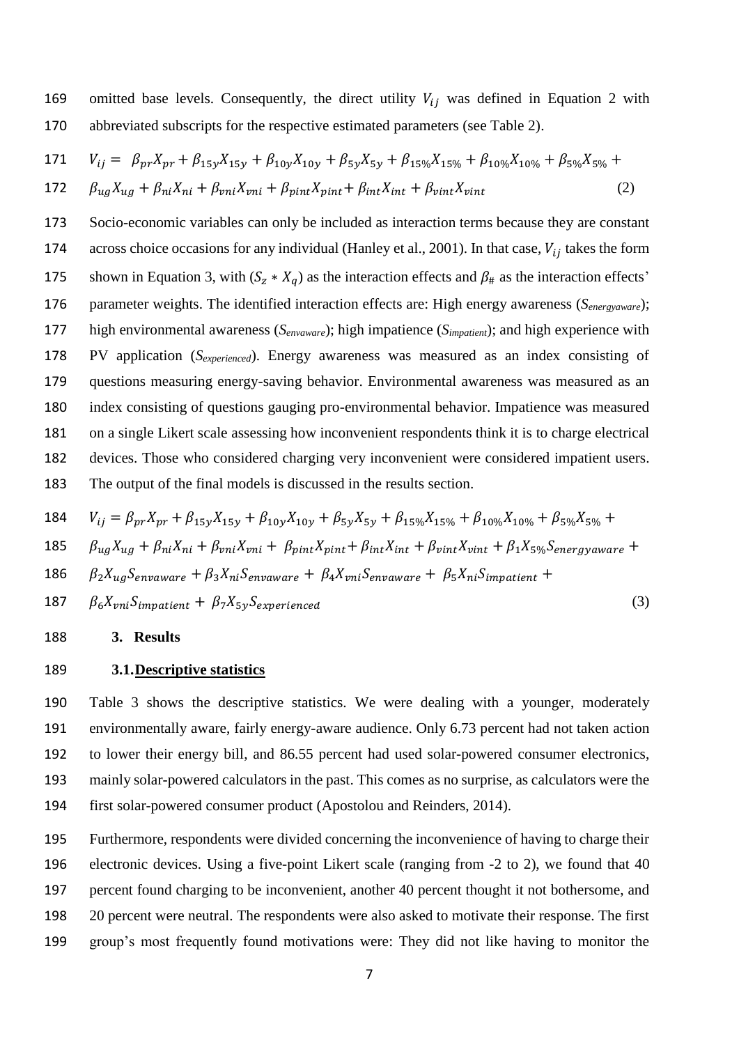omitted base levels. Consequently, the direct utility $V_{ij}$ was defined in Equation 2 with abbreviated subscripts for the respective estimated parameters (see Table 2).

$$V_{ij} = \beta_{pr}X_{pr} + \beta_{15y}X_{15y} + \beta_{10y}X_{10y} + \beta_{5y}X_{5y} + \beta_{15\%}X_{15\%} + \beta_{10\%}X_{10\%} + \beta_{5\%}X_{5\%} + \beta_{ug}X_{ug} + \beta_{ni}X_{ni} + \beta_{vni}X_{vni} + \beta_{pint}X_{pint} + \beta_{int}X_{int} + \beta_{vint}X_{vint} \quad (2)$$

Socio-economic variables can only be included as interaction terms because they are constant across choice occasions for any individual (Hanley et al., 2001). In that case, $V_{ij}$ takes the form shown in Equation 3, with $(S_z * X_q)$ as the interaction effects and $\beta_{\#}$ as the interaction effects' parameter weights. The identified interaction effects are: High energy awareness ($S_{energyaware}$); high environmental awareness ($S_{envaware}$); high impatience ($S_{impatient}$); and high experience with PV application ($S_{experienced}$). Energy awareness was measured as an index consisting of questions measuring energy-saving behavior. Environmental awareness was measured as an index consisting of questions gauging pro-environmental behavior. Impatience was measured on a single Likert scale assessing how inconvenient respondents think it is to charge electrical devices. Those who considered charging very inconvenient were considered impatient users. The output of the final models is discussed in the results section.

$$V_{ij} = \beta_{pr}X_{pr} + \beta_{15y}X_{15y} + \beta_{10y}X_{10y} + \beta_{5y}X_{5y} + \beta_{15\%}X_{15\%} + \beta_{10\%}X_{10\%} + \beta_{5\%}X_{5\%} + \beta_{ug}X_{ug} + \beta_{ni}X_{ni} + \beta_{vni}X_{vni} + \beta_{pint}X_{pint} + \beta_{int}X_{int} + \beta_{vint}X_{vint} + \beta_1 X_{5\%}S_{energyaware} + \beta_2 X_{ug}S_{envaware} + \beta_3 X_{ni}S_{envaware} + \beta_4 X_{vni}S_{envaware} + \beta_5 X_{ni}S_{impatient} + \beta_6 X_{vni}S_{impatient} + \beta_7 X_{5y}S_{experienced} \quad (3)$$

## 3. Results

### 3.1. Descriptive statistics

Table 3 shows the descriptive statistics. We were dealing with a younger, moderately environmentally aware, fairly energy-aware audience. Only 6.73 percent had not taken action to lower their energy bill, and 86.55 percent had used solar-powered consumer electronics, mainly solar-powered calculators in the past. This comes as no surprise, as calculators were the first solar-powered consumer product (Apostolou and Reinders, 2014).

Furthermore, respondents were divided concerning the inconvenience of having to charge their electronic devices. Using a five-point Likert scale (ranging from -2 to 2), we found that 40 percent found charging to be inconvenient, another 40 percent thought it not bothersome, and 20 percent were neutral. The respondents were also asked to motivate their response. The first group's most frequently found motivations were: They did not like having to monitor the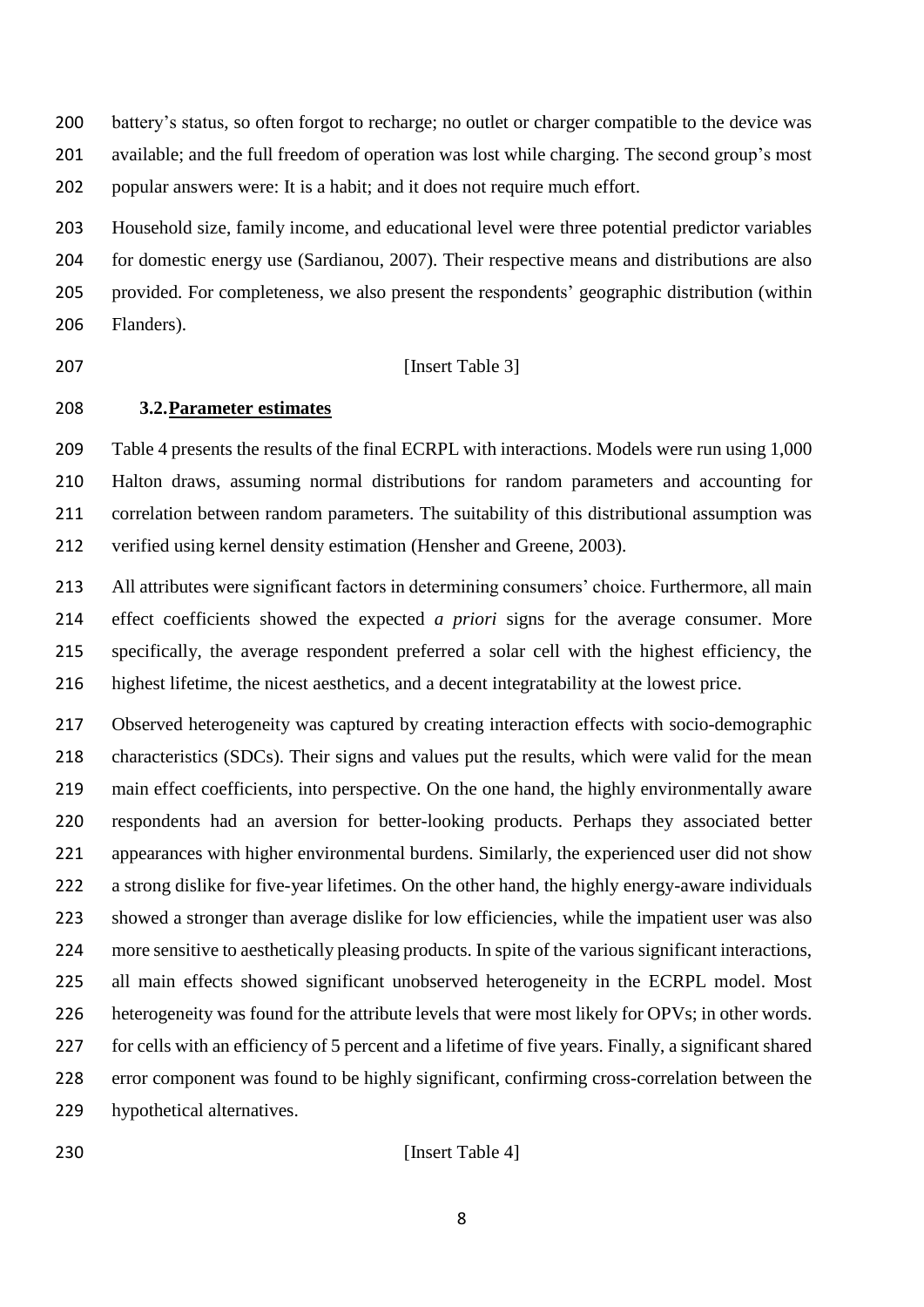battery's status, so often forgot to recharge; no outlet or charger compatible to the device was available; and the full freedom of operation was lost while charging. The second group's most popular answers were: It is a habit; and it does not require much effort.

Household size, family income, and educational level were three potential predictor variables for domestic energy use (Sardianou, 2007). Their respective means and distributions are also provided. For completeness, we also present the respondents' geographic distribution (within Flanders).

[Insert Table 3]

### 3.2. Parameter estimates

Table 4 presents the results of the final ECRPL with interactions. Models were run using 1,000 Halton draws, assuming normal distributions for random parameters and accounting for correlation between random parameters. The suitability of this distributional assumption was verified using kernel density estimation (Hensher and Greene, 2003).

All attributes were significant factors in determining consumers' choice. Furthermore, all main effect coefficients showed the expected *a priori* signs for the average consumer. More specifically, the average respondent preferred a solar cell with the highest efficiency, the highest lifetime, the nicest aesthetics, and a decent integratability at the lowest price.

Observed heterogeneity was captured by creating interaction effects with socio-demographic characteristics (SDCs). Their signs and values put the results, which were valid for the mean main effect coefficients, into perspective. On the one hand, the highly environmentally aware respondents had an aversion for better-looking products. Perhaps they associated better appearances with higher environmental burdens. Similarly, the experienced user did not show a strong dislike for five-year lifetimes. On the other hand, the highly energy-aware individuals showed a stronger than average dislike for low efficiencies, while the impatient user was also more sensitive to aesthetically pleasing products. In spite of the various significant interactions, all main effects showed significant unobserved heterogeneity in the ECRPL model. Most heterogeneity was found for the attribute levels that were most likely for OPVs; in other words. for cells with an efficiency of 5 percent and a lifetime of five years. Finally, a significant shared error component was found to be highly significant, confirming cross-correlation between the hypothetical alternatives.

[Insert Table 4]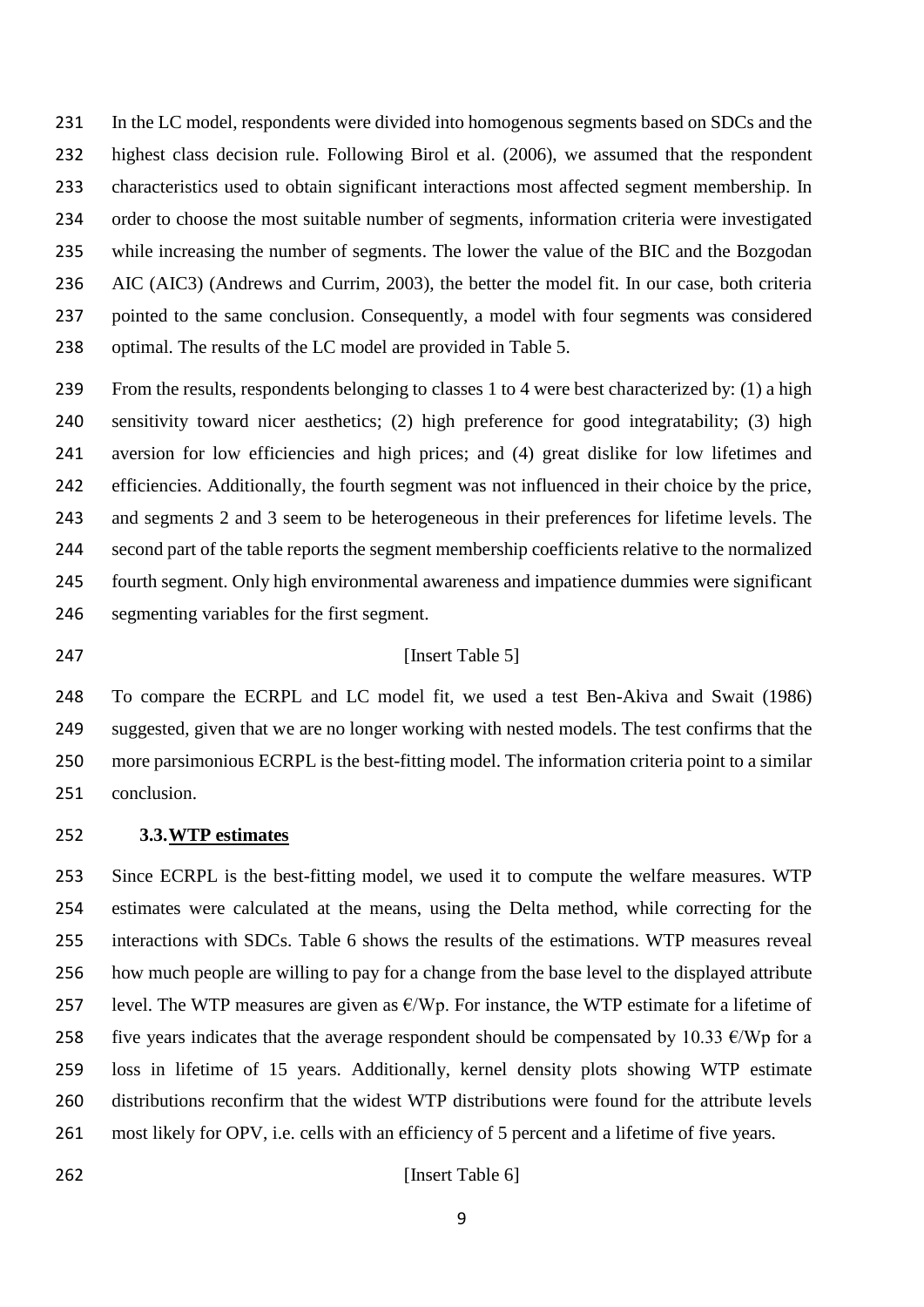In the LC model, respondents were divided into homogenous segments based on SDCs and the highest class decision rule. Following Birol et al. (2006), we assumed that the respondent characteristics used to obtain significant interactions most affected segment membership. In order to choose the most suitable number of segments, information criteria were investigated while increasing the number of segments. The lower the value of the BIC and the Bozgodan AIC (AIC3) (Andrews and Currim, 2003), the better the model fit. In our case, both criteria pointed to the same conclusion. Consequently, a model with four segments was considered optimal. The results of the LC model are provided in Table 5.

From the results, respondents belonging to classes 1 to 4 were best characterized by: (1) a high sensitivity toward nicer aesthetics; (2) high preference for good integratability; (3) high aversion for low efficiencies and high prices; and (4) great dislike for low lifetimes and efficiencies. Additionally, the fourth segment was not influenced in their choice by the price, and segments 2 and 3 seem to be heterogeneous in their preferences for lifetime levels. The second part of the table reports the segment membership coefficients relative to the normalized fourth segment. Only high environmental awareness and impatience dummies were significant segmenting variables for the first segment.

[Insert Table 5]

To compare the ECRPL and LC model fit, we used a test Ben-Akiva and Swait (1986) suggested, given that we are no longer working with nested models. The test confirms that the more parsimonious ECRPL is the best-fitting model. The information criteria point to a similar conclusion.

### 3.3. WTP estimates

Since ECRPL is the best-fitting model, we used it to compute the welfare measures. WTP estimates were calculated at the means, using the Delta method, while correcting for the interactions with SDCs. Table 6 shows the results of the estimations. WTP measures reveal how much people are willing to pay for a change from the base level to the displayed attribute level. The WTP measures are given as €/Wp. For instance, the WTP estimate for a lifetime of five years indicates that the average respondent should be compensated by 10.33 €/Wp for a loss in lifetime of 15 years. Additionally, kernel density plots showing WTP estimate distributions reconfirm that the widest WTP distributions were found for the attribute levels most likely for OPV, i.e. cells with an efficiency of 5 percent and a lifetime of five years.

[Insert Table 6]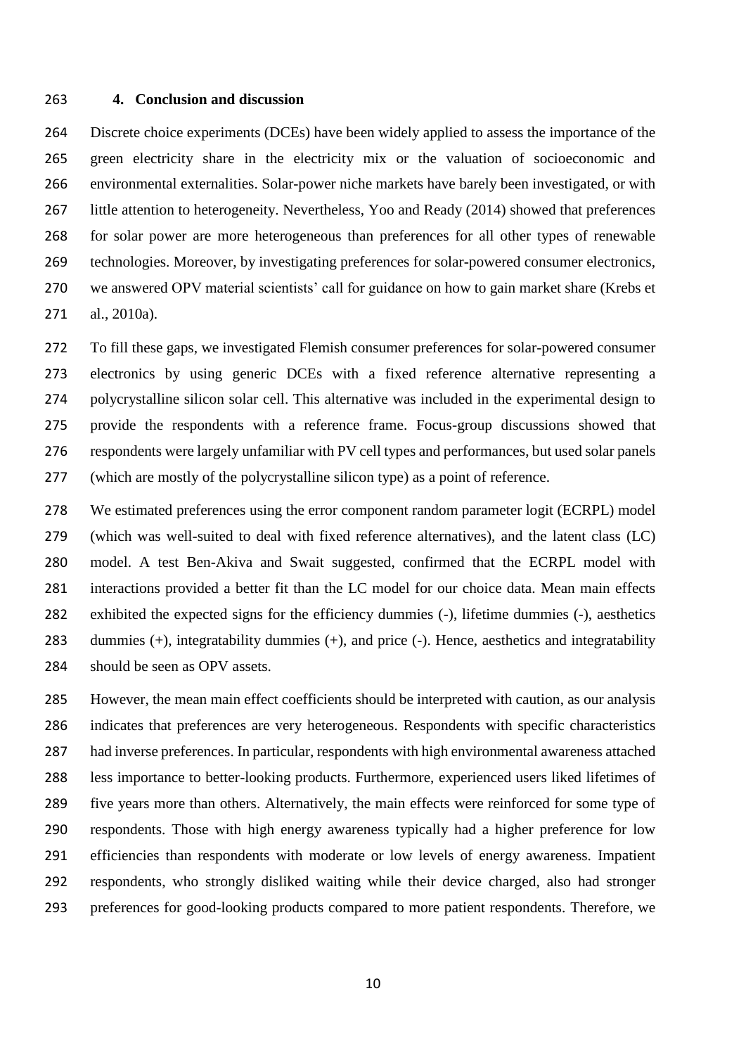## 4. Conclusion and discussion

Discrete choice experiments (DCEs) have been widely applied to assess the importance of the green electricity share in the electricity mix or the valuation of socioeconomic and environmental externalities. Solar-power niche markets have barely been investigated, or with little attention to heterogeneity. Nevertheless, Yoo and Ready (2014) showed that preferences for solar power are more heterogeneous than preferences for all other types of renewable technologies. Moreover, by investigating preferences for solar-powered consumer electronics, we answered OPV material scientists' call for guidance on how to gain market share (Krebs et al., 2010a).

To fill these gaps, we investigated Flemish consumer preferences for solar-powered consumer electronics by using generic DCEs with a fixed reference alternative representing a polycrystalline silicon solar cell. This alternative was included in the experimental design to provide the respondents with a reference frame. Focus-group discussions showed that respondents were largely unfamiliar with PV cell types and performances, but used solar panels (which are mostly of the polycrystalline silicon type) as a point of reference.

We estimated preferences using the error component random parameter logit (ECRPL) model (which was well-suited to deal with fixed reference alternatives), and the latent class (LC) model. A test Ben-Akiva and Swait suggested, confirmed that the ECRPL model with interactions provided a better fit than the LC model for our choice data. Mean main effects exhibited the expected signs for the efficiency dummies (-), lifetime dummies (-), aesthetics dummies (+), integratability dummies (+), and price (-). Hence, aesthetics and integratability should be seen as OPV assets.

However, the mean main effect coefficients should be interpreted with caution, as our analysis indicates that preferences are very heterogeneous. Respondents with specific characteristics had inverse preferences. In particular, respondents with high environmental awareness attached less importance to better-looking products. Furthermore, experienced users liked lifetimes of five years more than others. Alternatively, the main effects were reinforced for some type of respondents. Those with high energy awareness typically had a higher preference for low efficiencies than respondents with moderate or low levels of energy awareness. Impatient respondents, who strongly disliked waiting while their device charged, also had stronger preferences for good-looking products compared to more patient respondents. Therefore, we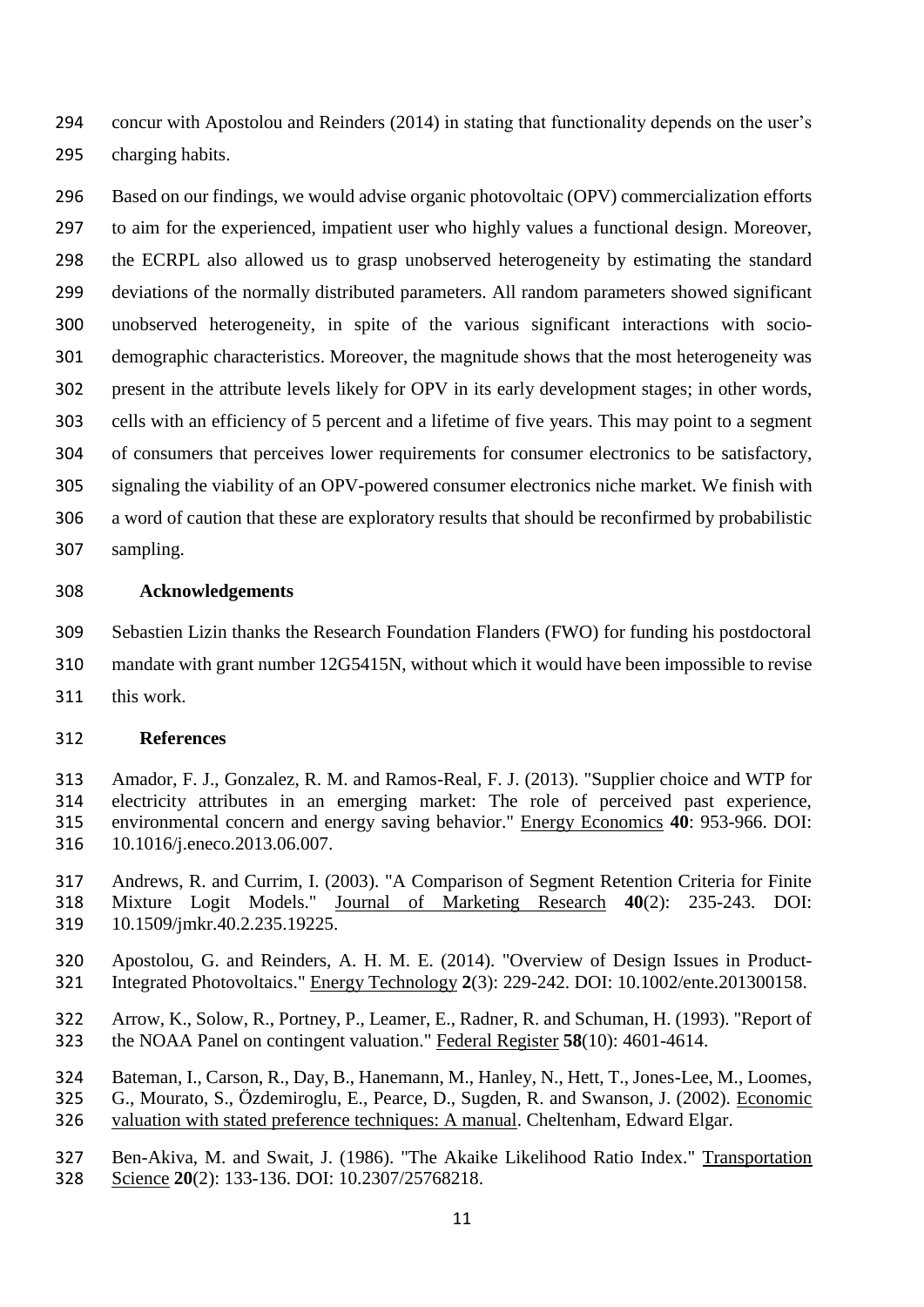concur with Apostolou and Reinders (2014) in stating that functionality depends on the user's charging habits.

Based on our findings, we would advise organic photovoltaic (OPV) commercialization efforts to aim for the experienced, impatient user who highly values a functional design. Moreover, the ECRPL also allowed us to grasp unobserved heterogeneity by estimating the standard deviations of the normally distributed parameters. All random parameters showed significant unobserved heterogeneity, in spite of the various significant interactions with socio-demographic characteristics. Moreover, the magnitude shows that the most heterogeneity was present in the attribute levels likely for OPV in its early development stages; in other words, cells with an efficiency of 5 percent and a lifetime of five years. This may point to a segment of consumers that perceives lower requirements for consumer electronics to be satisfactory, signaling the viability of an OPV-powered consumer electronics niche market. We finish with a word of caution that these are exploratory results that should be reconfirmed by probabilistic sampling.

## Acknowledgements

Sebastien Lizin thanks the Research Foundation Flanders (FWO) for funding his postdoctoral mandate with grant number 12G5415N, without which it would have been impossible to revise this work.

## References

Amador, F. J., Gonzalez, R. M. and Ramos-Real, F. J. (2013). "Supplier choice and WTP for electricity attributes in an emerging market: The role of perceived past experience, environmental concern and energy saving behavior." Energy Economics **40**: 953-966. DOI: 10.1016/j.eneco.2013.06.007.

Andrews, R. and Currim, I. (2003). "A Comparison of Segment Retention Criteria for Finite Mixture Logit Models." Journal of Marketing Research **40**(2): 235-243. DOI: 10.1509/jmkr.40.2.235.19225.

Apostolou, G. and Reinders, A. H. M. E. (2014). "Overview of Design Issues in Product-Integrated Photovoltaics." Energy Technology **2**(3): 229-242. DOI: 10.1002/ente.201300158.

Arrow, K., Solow, R., Portney, P., Leamer, E., Radner, R. and Schuman, H. (1993). "Report of the NOAA Panel on contingent valuation." Federal Register **58**(10): 4601-4614.

Bateman, I., Carson, R., Day, B., Hanemann, M., Hanley, N., Hett, T., Jones-Lee, M., Loomes, G., Mourato, S., Özdemiroglu, E., Pearce, D., Sugden, R. and Swanson, J. (2002). Economic valuation with stated preference techniques: A manual. Cheltenham, Edward Elgar.

Ben-Akiva, M. and Swait, J. (1986). "The Akaike Likelihood Ratio Index." Transportation Science **20**(2): 133-136. DOI: 10.2307/25768218.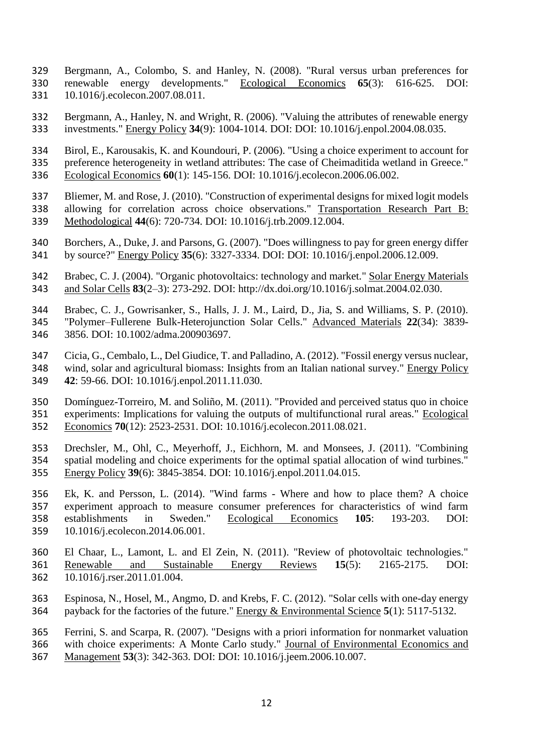Bergmann, A., Colombo, S. and Hanley, N. (2008). "Rural versus urban preferences for renewable energy developments." Ecological Economics **65**(3): 616-625. DOI: 10.1016/j.ecolecon.2007.08.011.

Bergmann, A., Hanley, N. and Wright, R. (2006). "Valuing the attributes of renewable energy investments." Energy Policy **34**(9): 1004-1014. DOI: DOI: 10.1016/j.enpol.2004.08.035.

Birol, E., Karousakis, K. and Koundouri, P. (2006). "Using a choice experiment to account for preference heterogeneity in wetland attributes: The case of Cheimaditida wetland in Greece." Ecological Economics **60**(1): 145-156. DOI: 10.1016/j.ecolecon.2006.06.002.

Bliemer, M. and Rose, J. (2010). "Construction of experimental designs for mixed logit models allowing for correlation across choice observations." Transportation Research Part B: Methodological **44**(6): 720-734. DOI: 10.1016/j.trb.2009.12.004.

Borchers, A., Duke, J. and Parsons, G. (2007). "Does willingness to pay for green energy differ by source?" Energy Policy **35**(6): 3327-3334. DOI: DOI: 10.1016/j.enpol.2006.12.009.

Brabec, C. J. (2004). "Organic photovoltaics: technology and market." Solar Energy Materials and Solar Cells **83**(2–3): 273-292. DOI: http://dx.doi.org/10.1016/j.solmat.2004.02.030.

Brabec, C. J., Gowrisanker, S., Halls, J. J. M., Laird, D., Jia, S. and Williams, S. P. (2010). "Polymer–Fullerene Bulk-Heterojunction Solar Cells." Advanced Materials **22**(34): 3839-3856. DOI: 10.1002/adma.200903697.

Cicia, G., Cembalo, L., Del Giudice, T. and Palladino, A. (2012). "Fossil energy versus nuclear, wind, solar and agricultural biomass: Insights from an Italian national survey." Energy Policy **42**: 59-66. DOI: 10.1016/j.enpol.2011.11.030.

Domínguez-Torreiro, M. and Soliño, M. (2011). "Provided and perceived status quo in choice experiments: Implications for valuing the outputs of multifunctional rural areas." Ecological Economics **70**(12): 2523-2531. DOI: 10.1016/j.ecolecon.2011.08.021.

Drechsler, M., Ohl, C., Meyerhoff, J., Eichhorn, M. and Monsees, J. (2011). "Combining spatial modeling and choice experiments for the optimal spatial allocation of wind turbines." Energy Policy **39**(6): 3845-3854. DOI: 10.1016/j.enpol.2011.04.015.

Ek, K. and Persson, L. (2014). "Wind farms - Where and how to place them? A choice experiment approach to measure consumer preferences for characteristics of wind farm establishments in Sweden." Ecological Economics **105**: 193-203. DOI: 10.1016/j.ecolecon.2014.06.001.

El Chaar, L., Lamont, L. and El Zein, N. (2011). "Review of photovoltaic technologies." Renewable and Sustainable Energy Reviews **15**(5): 2165-2175. DOI: 10.1016/j.rser.2011.01.004.

Espinosa, N., Hosel, M., Angmo, D. and Krebs, F. C. (2012). "Solar cells with one-day energy payback for the factories of the future." Energy & Environmental Science **5**(1): 5117-5132.

Ferrini, S. and Scarpa, R. (2007). "Designs with a priori information for nonmarket valuation with choice experiments: A Monte Carlo study." Journal of Environmental Economics and Management **53**(3): 342-363. DOI: DOI: 10.1016/j.jeem.2006.10.007.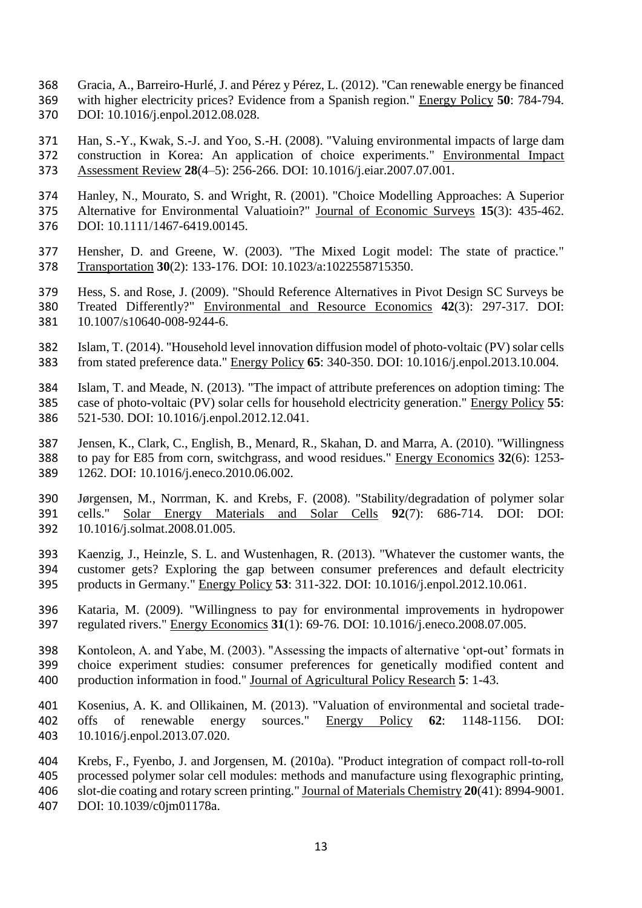Gracia, A., Barreiro-Hurlé, J. and Pérez y Pérez, L. (2012). "Can renewable energy be financed with higher electricity prices? Evidence from a Spanish region." Energy Policy **50**: 784-794. DOI: 10.1016/j.enpol.2012.08.028.

Han, S.-Y., Kwak, S.-J. and Yoo, S.-H. (2008). "Valuing environmental impacts of large dam construction in Korea: An application of choice experiments." Environmental Impact Assessment Review **28**(4–5): 256-266. DOI: 10.1016/j.eiar.2007.07.001.

Hanley, N., Mourato, S. and Wright, R. (2001). "Choice Modelling Approaches: A Superior Alternative for Environmental Valuatioin?" Journal of Economic Surveys **15**(3): 435-462. DOI: 10.1111/1467-6419.00145.

Hensher, D. and Greene, W. (2003). "The Mixed Logit model: The state of practice." Transportation **30**(2): 133-176. DOI: 10.1023/a:1022558715350.

Hess, S. and Rose, J. (2009). "Should Reference Alternatives in Pivot Design SC Surveys be Treated Differently?" Environmental and Resource Economics **42**(3): 297-317. DOI: 10.1007/s10640-008-9244-6.

Islam, T. (2014). "Household level innovation diffusion model of photo-voltaic (PV) solar cells from stated preference data." Energy Policy **65**: 340-350. DOI: 10.1016/j.enpol.2013.10.004.

Islam, T. and Meade, N. (2013). "The impact of attribute preferences on adoption timing: The case of photo-voltaic (PV) solar cells for household electricity generation." Energy Policy **55**: 521-530. DOI: 10.1016/j.enpol.2012.12.041.

Jensen, K., Clark, C., English, B., Menard, R., Skahan, D. and Marra, A. (2010). "Willingness to pay for E85 from corn, switchgrass, and wood residues." Energy Economics **32**(6): 1253-1262. DOI: 10.1016/j.eneco.2010.06.002.

Jørgensen, M., Norrman, K. and Krebs, F. (2008). "Stability/degradation of polymer solar cells." Solar Energy Materials and Solar Cells **92**(7): 686-714. DOI: DOI: 10.1016/j.solmat.2008.01.005.

Kaenzig, J., Heinzle, S. L. and Wustenhagen, R. (2013). "Whatever the customer wants, the customer gets? Exploring the gap between consumer preferences and default electricity products in Germany." Energy Policy **53**: 311-322. DOI: 10.1016/j.enpol.2012.10.061.

Kataria, M. (2009). "Willingness to pay for environmental improvements in hydropower regulated rivers." Energy Economics **31**(1): 69-76. DOI: 10.1016/j.eneco.2008.07.005.

Kontoleon, A. and Yabe, M. (2003). "Assessing the impacts of alternative 'opt-out' formats in choice experiment studies: consumer preferences for genetically modified content and production information in food." Journal of Agricultural Policy Research **5**: 1-43.

Kosenius, A. K. and Ollikainen, M. (2013). "Valuation of environmental and societal trade-offs of renewable energy sources." Energy Policy **62**: 1148-1156. DOI: 10.1016/j.enpol.2013.07.020.

Krebs, F., Fyenbo, J. and Jorgensen, M. (2010a). "Product integration of compact roll-to-roll processed polymer solar cell modules: methods and manufacture using flexographic printing, slot-die coating and rotary screen printing." Journal of Materials Chemistry **20**(41): 8994-9001. DOI: 10.1039/c0jm01178a.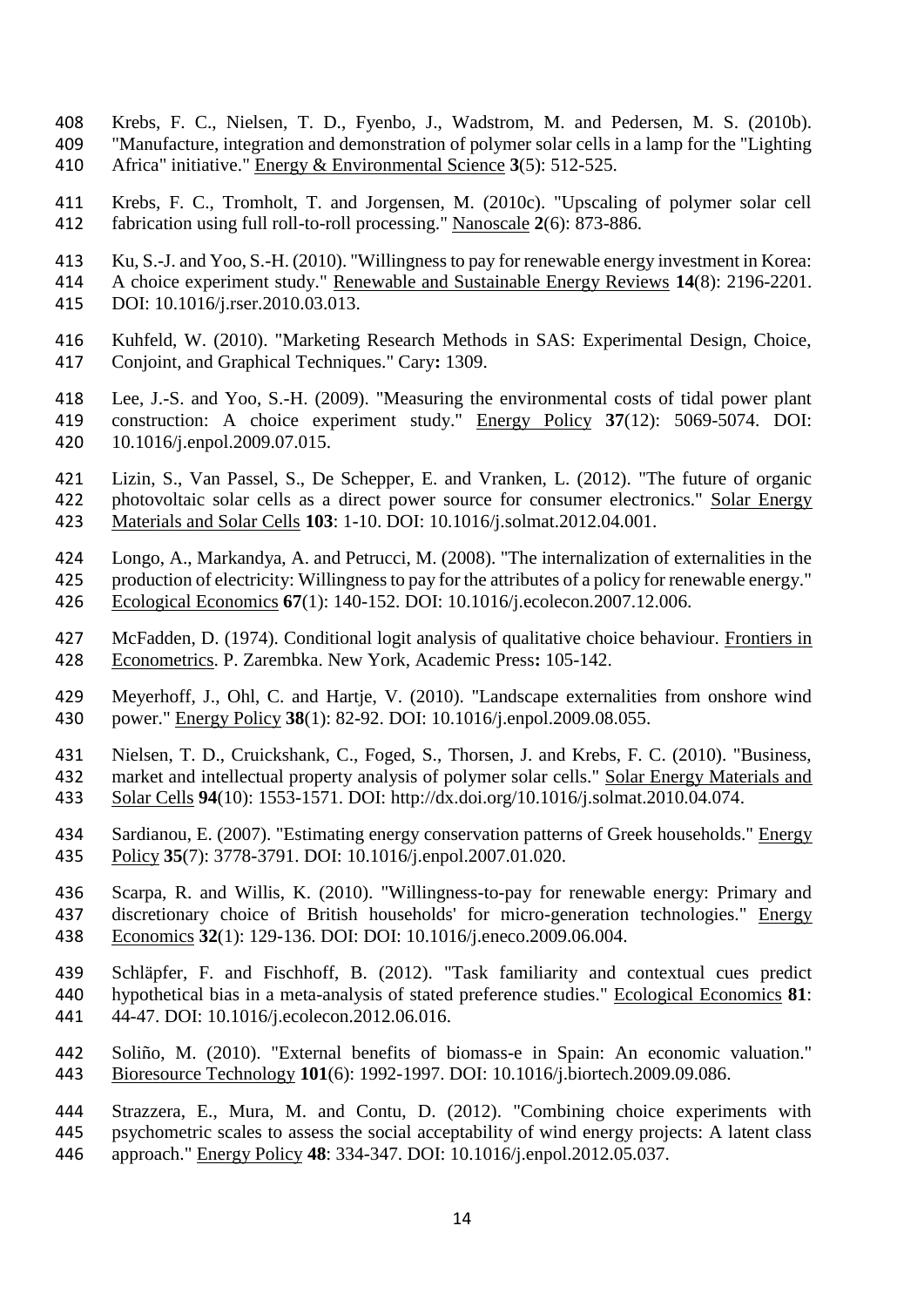Krebs, F. C., Nielsen, T. D., Fyenbo, J., Wadstrom, M. and Pedersen, M. S. (2010b). "Manufacture, integration and demonstration of polymer solar cells in a lamp for the "Lighting Africa" initiative." Energy & Environmental Science **3**(5): 512-525.

Krebs, F. C., Tromholt, T. and Jorgensen, M. (2010c). "Upscaling of polymer solar cell fabrication using full roll-to-roll processing." Nanoscale **2**(6): 873-886.

Ku, S.-J. and Yoo, S.-H. (2010). "Willingness to pay for renewable energy investment in Korea: A choice experiment study." Renewable and Sustainable Energy Reviews **14**(8): 2196-2201. DOI: 10.1016/j.rser.2010.03.013.

Kuhfeld, W. (2010). "Marketing Research Methods in SAS: Experimental Design, Choice, Conjoint, and Graphical Techniques." Cary**:** 1309.

Lee, J.-S. and Yoo, S.-H. (2009). "Measuring the environmental costs of tidal power plant construction: A choice experiment study." Energy Policy **37**(12): 5069-5074. DOI: 10.1016/j.enpol.2009.07.015.

Lizin, S., Van Passel, S., De Schepper, E. and Vranken, L. (2012). "The future of organic photovoltaic solar cells as a direct power source for consumer electronics." Solar Energy Materials and Solar Cells **103**: 1-10. DOI: 10.1016/j.solmat.2012.04.001.

Longo, A., Markandya, A. and Petrucci, M. (2008). "The internalization of externalities in the production of electricity: Willingness to pay for the attributes of a policy for renewable energy." Ecological Economics **67**(1): 140-152. DOI: 10.1016/j.ecolecon.2007.12.006.

McFadden, D. (1974). Conditional logit analysis of qualitative choice behaviour. Frontiers in Econometrics. P. Zarembka. New York, Academic Press**:** 105-142.

Meyerhoff, J., Ohl, C. and Hartje, V. (2010). "Landscape externalities from onshore wind power." Energy Policy **38**(1): 82-92. DOI: 10.1016/j.enpol.2009.08.055.

Nielsen, T. D., Cruickshank, C., Foged, S., Thorsen, J. and Krebs, F. C. (2010). "Business, market and intellectual property analysis of polymer solar cells." Solar Energy Materials and Solar Cells **94**(10): 1553-1571. DOI: http://dx.doi.org/10.1016/j.solmat.2010.04.074.

Sardianou, E. (2007). "Estimating energy conservation patterns of Greek households." Energy Policy **35**(7): 3778-3791. DOI: 10.1016/j.enpol.2007.01.020.

Scarpa, R. and Willis, K. (2010). "Willingness-to-pay for renewable energy: Primary and discretionary choice of British households' for micro-generation technologies." Energy Economics **32**(1): 129-136. DOI: DOI: 10.1016/j.eneco.2009.06.004.

Schläpfer, F. and Fischhoff, B. (2012). "Task familiarity and contextual cues predict hypothetical bias in a meta-analysis of stated preference studies." Ecological Economics **81**: 44-47. DOI: 10.1016/j.ecolecon.2012.06.016.

Soliño, M. (2010). "External benefits of biomass-e in Spain: An economic valuation." Bioresource Technology **101**(6): 1992-1997. DOI: 10.1016/j.biortech.2009.09.086.

Strazzera, E., Mura, M. and Contu, D. (2012). "Combining choice experiments with psychometric scales to assess the social acceptability of wind energy projects: A latent class approach." Energy Policy **48**: 334-347. DOI: 10.1016/j.enpol.2012.05.037.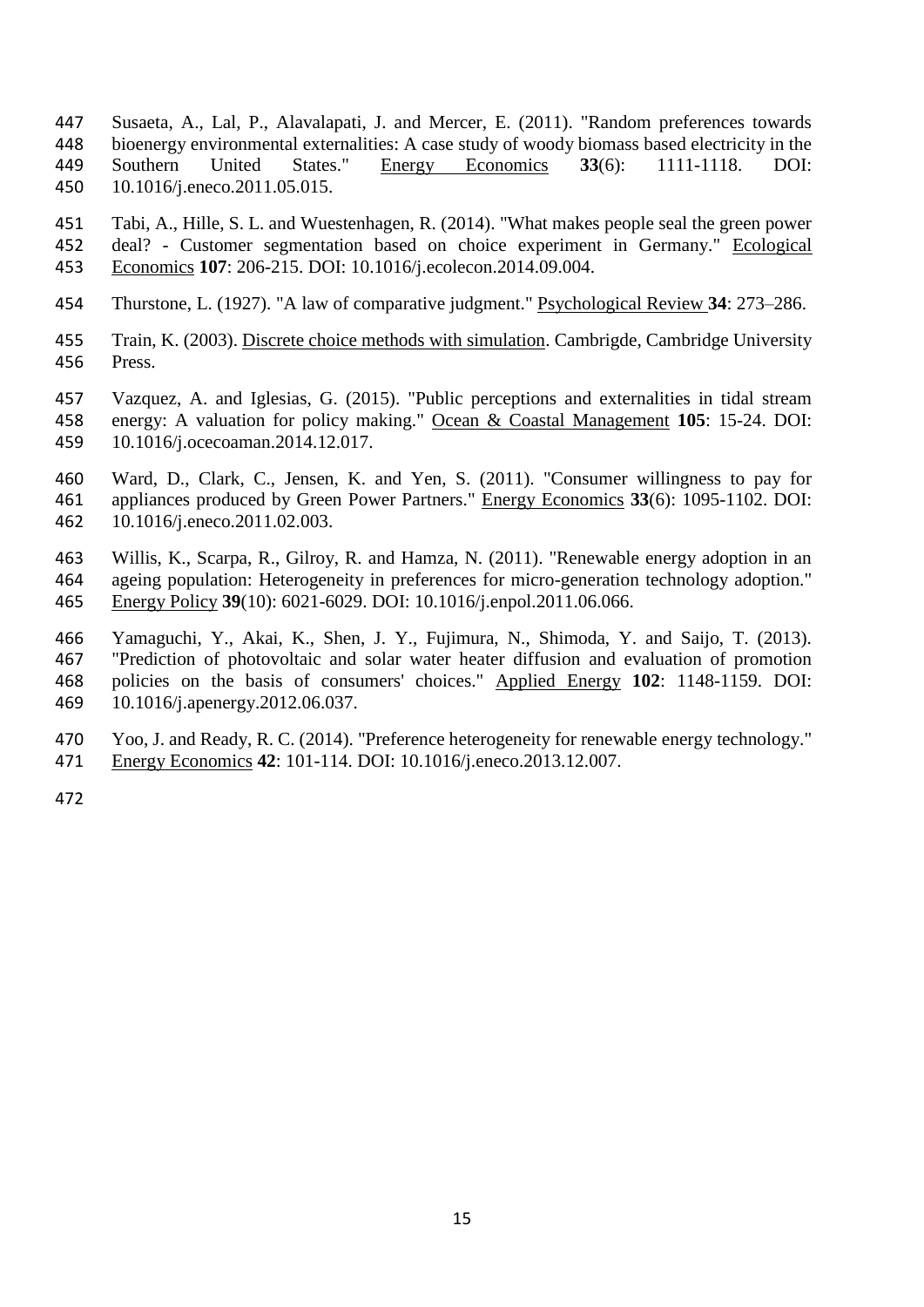Susaeta, A., Lal, P., Alavalapati, J. and Mercer, E. (2011). "Random preferences towards bioenergy environmental externalities: A case study of woody biomass based electricity in the Southern United States." Energy Economics **33**(6): 1111-1118. DOI: 10.1016/j.eneco.2011.05.015.

Tabi, A., Hille, S. L. and Wuestenhagen, R. (2014). "What makes people seal the green power deal? - Customer segmentation based on choice experiment in Germany." Ecological Economics **107**: 206-215. DOI: 10.1016/j.ecolecon.2014.09.004.

Thurstone, L. (1927). "A law of comparative judgment." Psychological Review **34**: 273–286.

Train, K. (2003). Discrete choice methods with simulation. Cambrigde, Cambridge University Press.

Vazquez, A. and Iglesias, G. (2015). "Public perceptions and externalities in tidal stream energy: A valuation for policy making." Ocean & Coastal Management **105**: 15-24. DOI: 10.1016/j.ocecoaman.2014.12.017.

Ward, D., Clark, C., Jensen, K. and Yen, S. (2011). "Consumer willingness to pay for appliances produced by Green Power Partners." Energy Economics **33**(6): 1095-1102. DOI: 10.1016/j.eneco.2011.02.003.

Willis, K., Scarpa, R., Gilroy, R. and Hamza, N. (2011). "Renewable energy adoption in an ageing population: Heterogeneity in preferences for micro-generation technology adoption." Energy Policy **39**(10): 6021-6029. DOI: 10.1016/j.enpol.2011.06.066.

Yamaguchi, Y., Akai, K., Shen, J. Y., Fujimura, N., Shimoda, Y. and Saijo, T. (2013). "Prediction of photovoltaic and solar water heater diffusion and evaluation of promotion policies on the basis of consumers' choices." Applied Energy **102**: 1148-1159. DOI: 10.1016/j.apenergy.2012.06.037.

Yoo, J. and Ready, R. C. (2014). "Preference heterogeneity for renewable energy technology." Energy Economics **42**: 101-114. DOI: 10.1016/j.eneco.2013.12.007.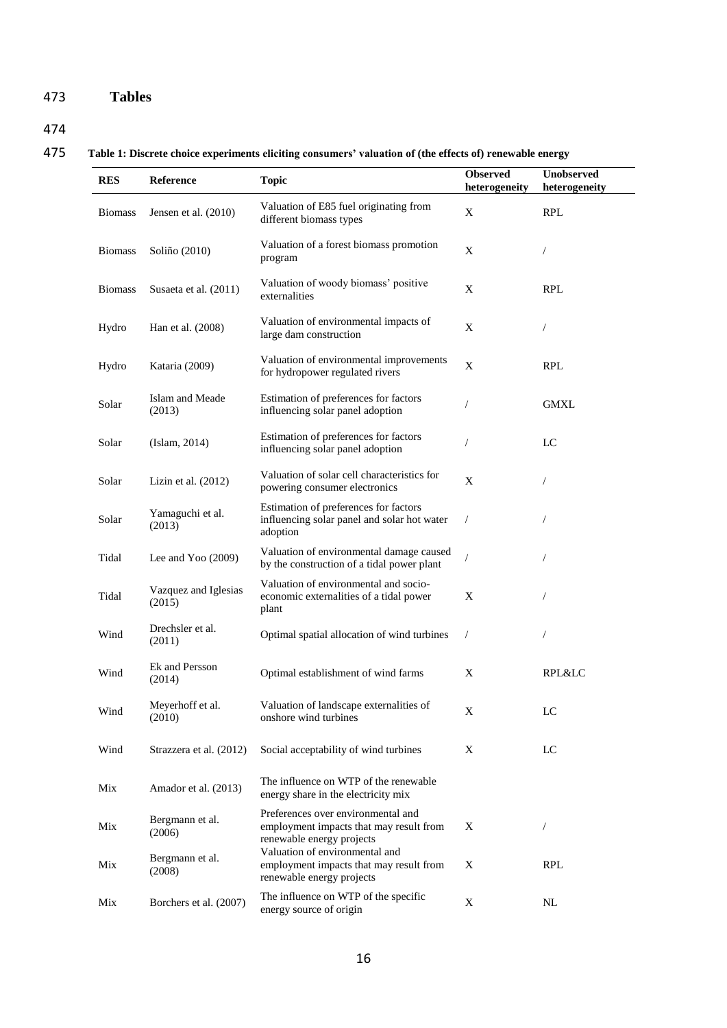## Tables

**Table 1: Discrete choice experiments eliciting consumers' valuation of (the effects of) renewable energy**

| RES | Reference | Topic | Observed heterogeneity | Unobserved heterogeneity |
|---|---|---|---|---|
| Biomass | Jensen et al. (2010) | Valuation of E85 fuel originating from different biomass types | X | RPL |
| Biomass | Soliño (2010) | Valuation of a forest biomass promotion program | X | / |
| Biomass | Susaeta et al. (2011) | Valuation of woody biomass' positive externalities | X | RPL |
| Hydro | Han et al. (2008) | Valuation of environmental impacts of large dam construction | X | / |
| Hydro | Kataria (2009) | Valuation of environmental improvements for hydropower regulated rivers | X | RPL |
| Solar | Islam and Meade (2013) | Estimation of preferences for factors influencing solar panel adoption | / | GMXL |
| Solar | (Islam, 2014) | Estimation of preferences for factors influencing solar panel adoption | / | LC |
| Solar | Lizin et al. (2012) | Valuation of solar cell characteristics for powering consumer electronics | X | / |
| Solar | Yamaguchi et al. (2013) | Estimation of preferences for factors influencing solar panel and solar hot water adoption | / | / |
| Tidal | Lee and Yoo (2009) | Valuation of environmental damage caused by the construction of a tidal power plant | / | / |
| Tidal | Vazquez and Iglesias (2015) | Valuation of environmental and socio-economic externalities of a tidal power plant | X | / |
| Wind | Drechsler et al. (2011) | Optimal spatial allocation of wind turbines | / | / |
| Wind | Ek and Persson (2014) | Optimal establishment of wind farms | X | RPL&LC |
| Wind | Meyerhoff et al. (2010) | Valuation of landscape externalities of onshore wind turbines | X | LC |
| Wind | Strazzera et al. (2012) | Social acceptability of wind turbines | X | LC |
| Mix | Amador et al. (2013) | The influence on WTP of the renewable energy share in the electricity mix | | |
| Mix | Bergmann et al. (2006) | Preferences over environmental and employment impacts that may result from renewable energy projects | X | / |
| Mix | Bergmann et al. (2008) | Valuation of environmental and employment impacts that may result from renewable energy projects | X | RPL |
| Mix | Borchers et al. (2007) | The influence on WTP of the specific energy source of origin | X | NL |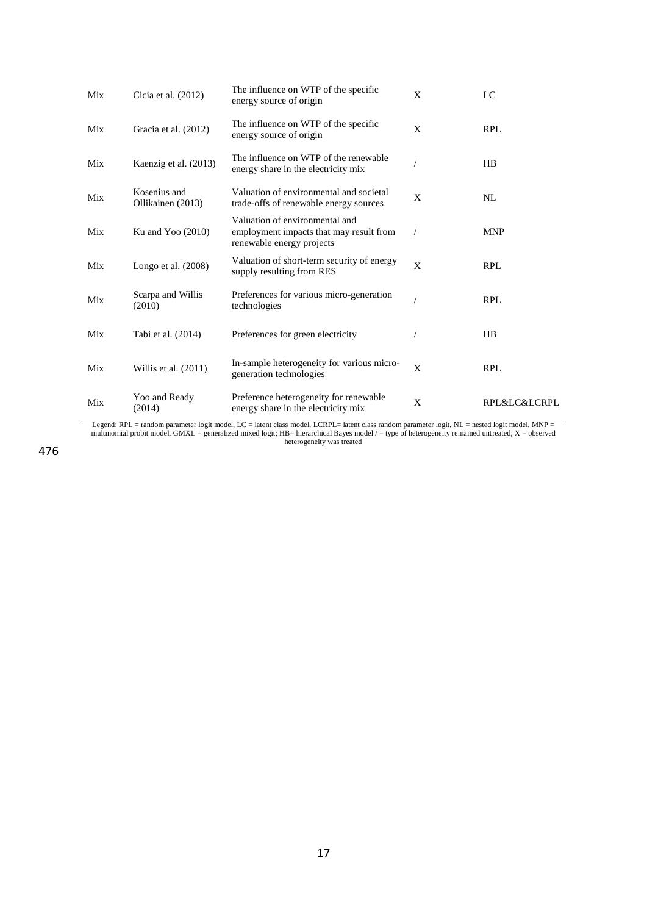| | | | | |
|---|---|---|---|---|
| Mix | Cicia et al. (2012) | The influence on WTP of the specific energy source of origin | X | LC |
| Mix | Gracia et al. (2012) | The influence on WTP of the specific energy source of origin | X | RPL |
| Mix | Kaenzig et al. (2013) | The influence on WTP of the renewable energy share in the electricity mix | / | HB |
| Mix | Kosenius and Ollikainen (2013) | Valuation of environmental and societal trade-offs of renewable energy sources | X | NL |
| Mix | Ku and Yoo (2010) | Valuation of environmental and employment impacts that may result from renewable energy projects | / | MNP |
| Mix | Longo et al. (2008) | Valuation of short-term security of energy supply resulting from RES | X | RPL |
| Mix | Scarpa and Willis (2010) | Preferences for various micro-generation technologies | / | RPL |
| Mix | Tabi et al. (2014) | Preferences for green electricity | / | HB |
| Mix | Willis et al. (2011) | In-sample heterogeneity for various micro-generation technologies | X | RPL |
| Mix | Yoo and Ready (2014) | Preference heterogeneity for renewable energy share in the electricity mix | X | RPL&LC&LCRPL |

Legend: RPL = random parameter logit model, LC = latent class model, LCRPL= latent class random parameter logit, NL = nested logit model, MNP = multinomial probit model, GMXL = generalized mixed logit; HB= hierarchical Bayes model / = type of heterogeneity remained untreated, X = observed heterogeneity was treated

476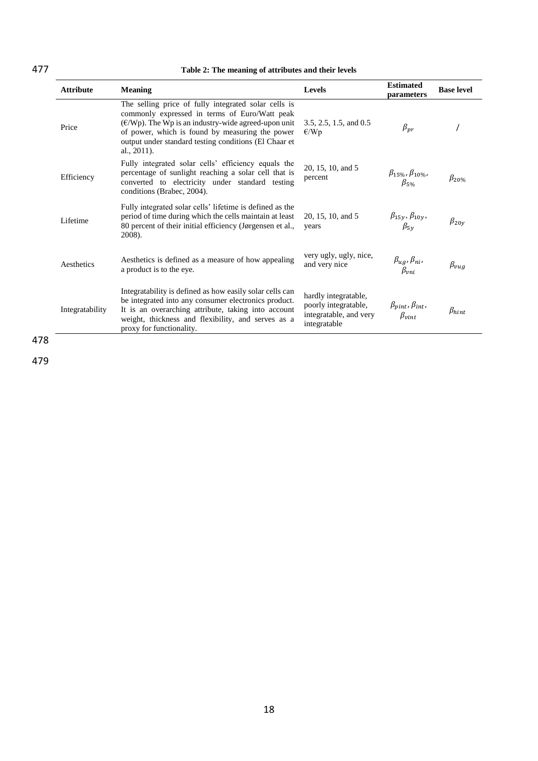**Table 2: The meaning of attributes and their levels**

| Attribute | Meaning | Levels | Estimated parameters | Base level |
|---|---|---|---|---|
| Price | The selling price of fully integrated solar cells is commonly expressed in terms of Euro/Watt peak (€/Wp). The Wp is an industry-wide agreed-upon unit of power, which is found by measuring the power output under standard testing conditions (El Chaar et al., 2011). | 3.5, 2.5, 1.5, and 0.5 €/Wp | $\beta_{pr}$ | / |
| Efficiency | Fully integrated solar cells' efficiency equals the percentage of sunlight reaching a solar cell that is converted to electricity under standard testing conditions (Brabec, 2004). | 20, 15, 10, and 5 percent | $\beta_{15\%}$, $\beta_{10\%}$, $\beta_{5\%}$ | $\beta_{20\%}$ |
| Lifetime | Fully integrated solar cells' lifetime is defined as the period of time during which the cells maintain at least 80 percent of their initial efficiency (Jørgensen et al., 2008). | 20, 15, 10, and 5 years | $\beta_{15y}$, $\beta_{10y}$, $\beta_{5y}$ | $\beta_{20y}$ |
| Aesthetics | Aesthetics is defined as a measure of how appealing a product is to the eye. | very ugly, ugly, nice, and very nice | $\beta_{ug}$, $\beta_{ni}$, $\beta_{vni}$ | $\beta_{vug}$ |
| Integratability | Integratability is defined as how easily solar cells can be integrated into any consumer electronics product. It is an overarching attribute, taking into account weight, thickness and flexibility, and serves as a proxy for functionality. | hardly integratable, poorly integratable, integratable, and very integratable | $\beta_{pint}$, $\beta_{int}$, $\beta_{vint}$ | $\beta_{hint}$ |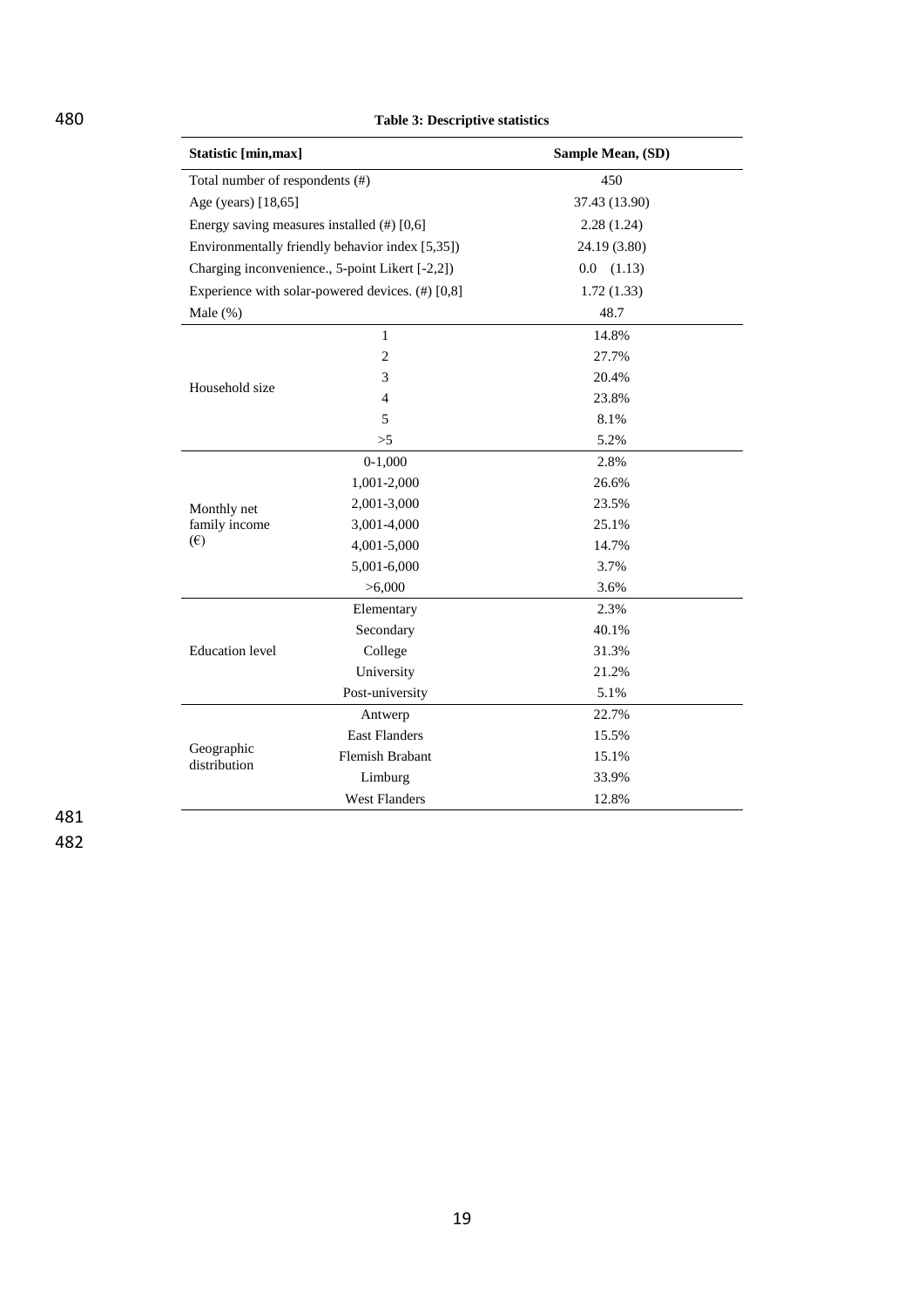**Table 3: Descriptive statistics**

| Statistic [min,max] | | Sample Mean, (SD) |
|---|---|---|
| Total number of respondents (#) | | 450 |
| Age (years) [18,65] | | 37.43 (13.90) |
| Energy saving measures installed (#) [0,6] | | 2.28 (1.24) |
| Environmentally friendly behavior index [5,35]) | | 24.19 (3.80) |
| Charging inconvenience., 5-point Likert [-2,2]) | | 0.0 (1.13) |
| Experience with solar-powered devices. (#) [0,8] | | 1.72 (1.33) |
| Male (%) | | 48.7 |
| Household size | 1 | 14.8% |
| | 2 | 27.7% |
| | 3 | 20.4% |
| | 4 | 23.8% |
| | 5 | 8.1% |
| | >5 | 5.2% |
| Monthly net family income (€) | 0-1,000 | 2.8% |
| | 1,001-2,000 | 26.6% |
| | 2,001-3,000 | 23.5% |
| | 3,001-4,000 | 25.1% |
| | 4,001-5,000 | 14.7% |
| | 5,001-6,000 | 3.7% |
| | >6,000 | 3.6% |
| Education level | Elementary | 2.3% |
| | Secondary | 40.1% |
| | College | 31.3% |
| | University | 21.2% |
| | Post-university | 5.1% |
| Geographic distribution | Antwerp | 22.7% |
| | East Flanders | 15.5% |
| | Flemish Brabant | 15.1% |
| | Limburg | 33.9% |
| | West Flanders | 12.8% |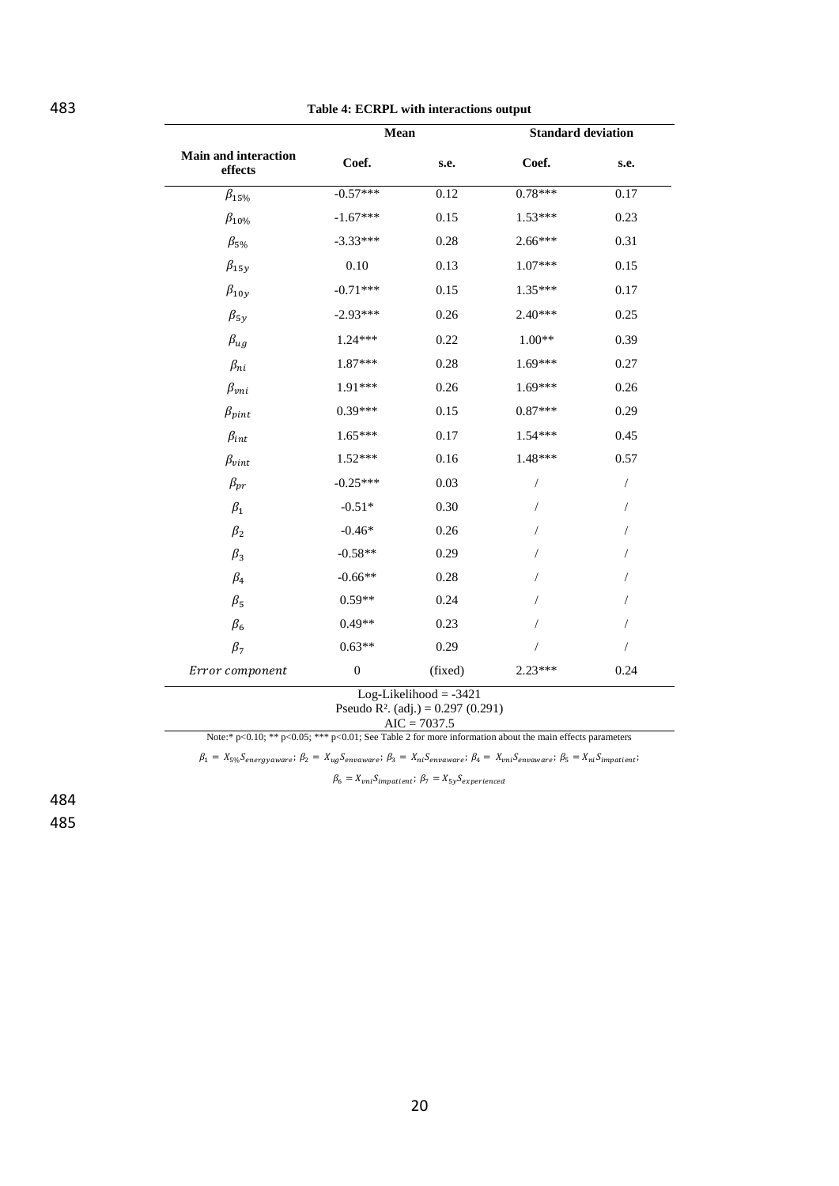**Table 4: ECRPL with interactions output**

| Main and interaction effects | Mean | | Standard deviation | |
|---|---|---|---|---|
| | Coef. | s.e. | Coef. | s.e. |
| $\beta_{15\%}$ | -0.57*** | 0.12 | 0.78*** | 0.17 |
| $\beta_{10\%}$ | -1.67*** | 0.15 | 1.53*** | 0.23 |
| $\beta_{5\%}$ | -3.33*** | 0.28 | 2.66*** | 0.31 |
| $\beta_{15y}$ | 0.10 | 0.13 | 1.07*** | 0.15 |
| $\beta_{10y}$ | -0.71*** | 0.15 | 1.35*** | 0.17 |
| $\beta_{5y}$ | -2.93*** | 0.26 | 2.40*** | 0.25 |
| $\beta_{ug}$ | 1.24*** | 0.22 | 1.00** | 0.39 |
| $\beta_{ni}$ | 1.87*** | 0.28 | 1.69*** | 0.27 |
| $\beta_{vni}$ | 1.91*** | 0.26 | 1.69*** | 0.26 |
| $\beta_{pint}$ | 0.39*** | 0.15 | 0.87*** | 0.29 |
| $\beta_{int}$ | 1.65*** | 0.17 | 1.54*** | 0.45 |
| $\beta_{vint}$ | 1.52*** | 0.16 | 1.48*** | 0.57 |
| $\beta_{pr}$ | -0.25*** | 0.03 | / | / |
| $\beta_1$ | -0.51* | 0.30 | / | / |
| $\beta_2$ | -0.46* | 0.26 | / | / |
| $\beta_3$ | -0.58** | 0.29 | / | / |
| $\beta_4$ | -0.66** | 0.28 | / | / |
| $\beta_5$ | 0.59** | 0.24 | / | / |
| $\beta_6$ | 0.49** | 0.23 | / | / |
| $\beta_7$ | 0.63** | 0.29 | / | / |
| $Error\ component$ | 0 | (fixed) | 2.23*** | 0.24 |

Log-Likelihood = -3421
Pseudo $R^2$. (adj.) = 0.297 (0.291)
AIC = 7037.5

Note:* p<0.10; ** p<0.05; *** p<0.01; See Table 2 for more information about the main effects parameters

$\beta_1 = X_{5\%}S_{energyaware}$; $\beta_2 = X_{ug}S_{envaware}$; $\beta_3 = X_{ni}S_{envaware}$; $\beta_4 = X_{vni}S_{envaware}$; $\beta_5 = X_{ni}S_{impatient}$;

$\beta_6 = X_{vni}S_{impatient}$; $\beta_7 = X_{5y}S_{experienced}$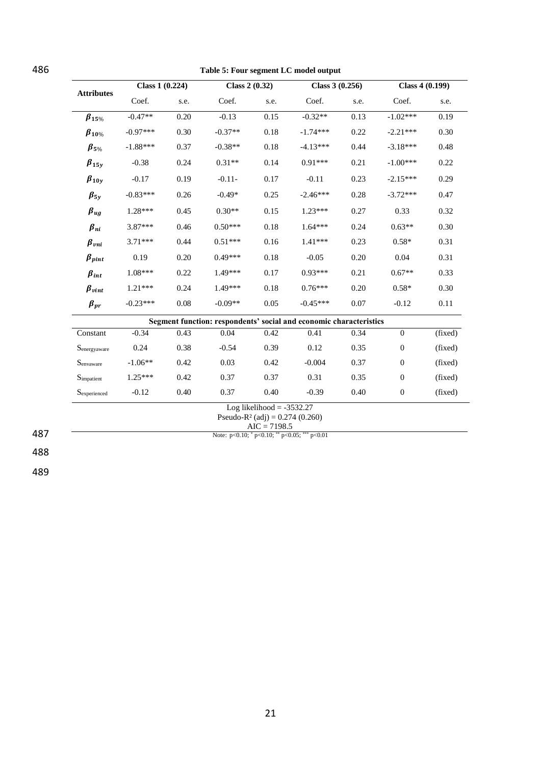**Table 5: Four segment LC model output**

| Attributes | Class 1 (0.224) | | Class 2 (0.32) | | Class 3 (0.256) | | Class 4 (0.199) | |
|---|---|---|---|---|---|---|---|---|
| | Coef. | s.e. | Coef. | s.e. | Coef. | s.e. | Coef. | s.e. |
| $\beta_{15\%}$ | -0.47** | 0.20 | -0.13 | 0.15 | -0.32** | 0.13 | -1.02*** | 0.19 |
| $\beta_{10\%}$ | -0.97*** | 0.30 | -0.37** | 0.18 | -1.74*** | 0.22 | -2.21*** | 0.30 |
| $\beta_{5\%}$ | -1.88*** | 0.37 | -0.38** | 0.18 | -4.13*** | 0.44 | -3.18*** | 0.48 |
| $\beta_{15y}$ | -0.38 | 0.24 | 0.31** | 0.14 | 0.91*** | 0.21 | -1.00*** | 0.22 |
| $\beta_{10y}$ | -0.17 | 0.19 | -0.11- | 0.17 | -0.11 | 0.23 | -2.15*** | 0.29 |
| $\beta_{5y}$ | -0.83*** | 0.26 | -0.49* | 0.25 | -2.46*** | 0.28 | -3.72*** | 0.47 |
| $\beta_{ug}$ | 1.28*** | 0.45 | 0.30** | 0.15 | 1.23*** | 0.27 | 0.33 | 0.32 |
| $\beta_{ni}$ | 3.87*** | 0.46 | 0.50*** | 0.18 | 1.64*** | 0.24 | 0.63** | 0.30 |
| $\beta_{vni}$ | 3.71*** | 0.44 | 0.51*** | 0.16 | 1.41*** | 0.23 | 0.58* | 0.31 |
| $\beta_{pint}$ | 0.19 | 0.20 | 0.49*** | 0.18 | -0.05 | 0.20 | 0.04 | 0.31 |
| $\beta_{int}$ | 1.08*** | 0.22 | 1.49*** | 0.17 | 0.93*** | 0.21 | 0.67** | 0.33 |
| $\beta_{vint}$ | 1.21*** | 0.24 | 1.49*** | 0.18 | 0.76*** | 0.20 | 0.58* | 0.30 |
| $\beta_{pr}$ | -0.23*** | 0.08 | -0.09** | 0.05 | -0.45*** | 0.07 | -0.12 | 0.11 |
| **Segment function: respondents' social and economic characteristics** | | | | | | | | |
| Constant | -0.34 | 0.43 | 0.04 | 0.42 | 0.41 | 0.34 | 0 | (fixed) |
| $S_{energyaware}$ | 0.24 | 0.38 | -0.54 | 0.39 | 0.12 | 0.35 | 0 | (fixed) |
| $S_{envaware}$ | -1.06** | 0.42 | 0.03 | 0.42 | -0.004 | 0.37 | 0 | (fixed) |
| $S_{impatient}$ | 1.25*** | 0.42 | 0.37 | 0.37 | 0.31 | 0.35 | 0 | (fixed) |
| $S_{experienced}$ | -0.12 | 0.40 | 0.37 | 0.40 | -0.39 | 0.40 | 0 | (fixed) |

Log likelihood = -3532.27
Pseudo-$R^2$ (adj) = 0.274 (0.260)
AIC = 7198.5

Note: p<0.10; * p<0.10; ** p<0.05; *** p<0.01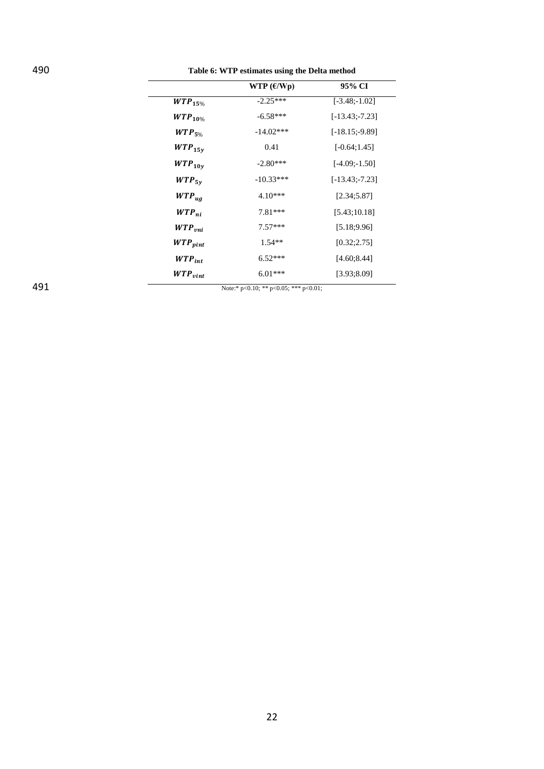**Table 6: WTP estimates using the Delta method**

| | WTP (€/Wp) | 95% CI |
|---|---|---|
| $WTP_{15\%}$ | -2.25*** | [-3.48;-1.02] |
| $WTP_{10\%}$ | -6.58*** | [-13.43;-7.23] |
| $WTP_{5\%}$ | -14.02*** | [-18.15;-9.89] |
| $WTP_{15y}$ | 0.41 | [-0.64;1.45] |
| $WTP_{10y}$ | -2.80*** | [-4.09;-1.50] |
| $WTP_{5y}$ | -10.33*** | [-13.43;-7.23] |
| $WTP_{ug}$ | 4.10*** | [2.34;5.87] |
| $WTP_{ni}$ | 7.81*** | [5.43;10.18] |
| $WTP_{vni}$ | 7.57*** | [5.18;9.96] |
| $WTP_{pint}$ | 1.54** | [0.32;2.75] |
| $WTP_{int}$ | 6.52*** | [4.60;8.44] |
| $WTP_{vint}$ | 6.01*** | [3.93;8.09] |

Note:* p<0.10; ** p<0.05; *** p<0.01;